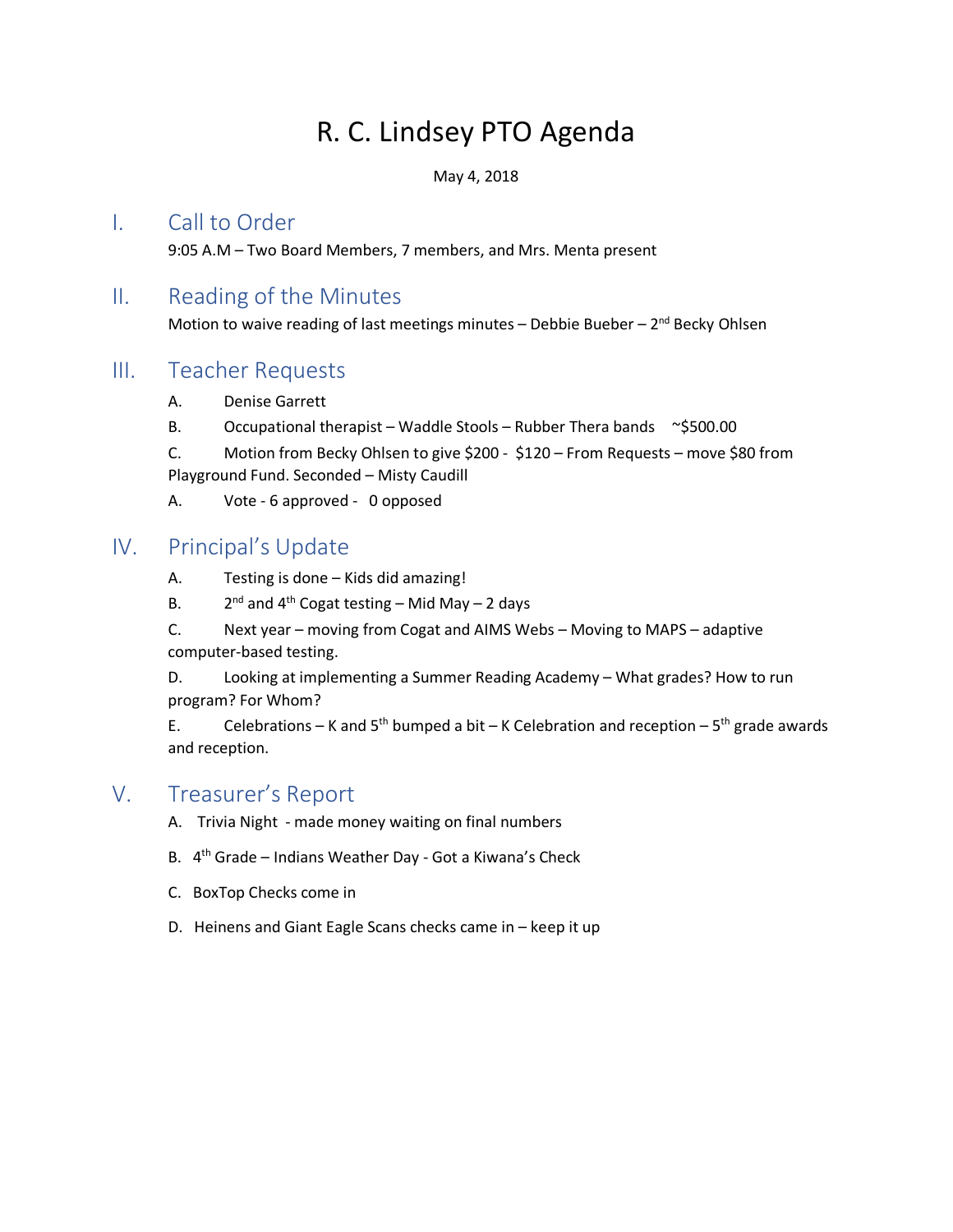# R. C. Lindsey PTO Agenda

May 4, 2018

## I. Call to Order

9:05 A.M – Two Board Members, 7 members, and Mrs. Menta present

## II. Reading of the Minutes

Motion to waive reading of last meetings minutes – Debbie Bueber – 2nd Becky Ohlsen

## III. Teacher Requests

A. Denise Garrett

B. Occupational therapist – Waddle Stools – Rubber Thera bands ~$500.00

C. Motion from Becky Ohlsen to give $200 - $120 – From Requests – move $80 from Playground Fund. Seconded – Misty Caudill

A. Vote - 6 approved - 0 opposed

## IV. Principal's Update

A. Testing is done – Kids did amazing!

B. 2nd and 4th Cogat testing – Mid May – 2 days

C. Next year – moving from Cogat and AIMS Webs – Moving to MAPS – adaptive computer-based testing.

D. Looking at implementing a Summer Reading Academy – What grades? How to run program? For Whom?

E. Celebrations – K and 5th bumped a bit – K Celebration and reception – 5th grade awards and reception.

## V. Treasurer's Report

A. Trivia Night - made money waiting on final numbers

B. 4th Grade – Indians Weather Day - Got a Kiwana's Check

C. BoxTop Checks come in

D. Heinens and Giant Eagle Scans checks came in – keep it up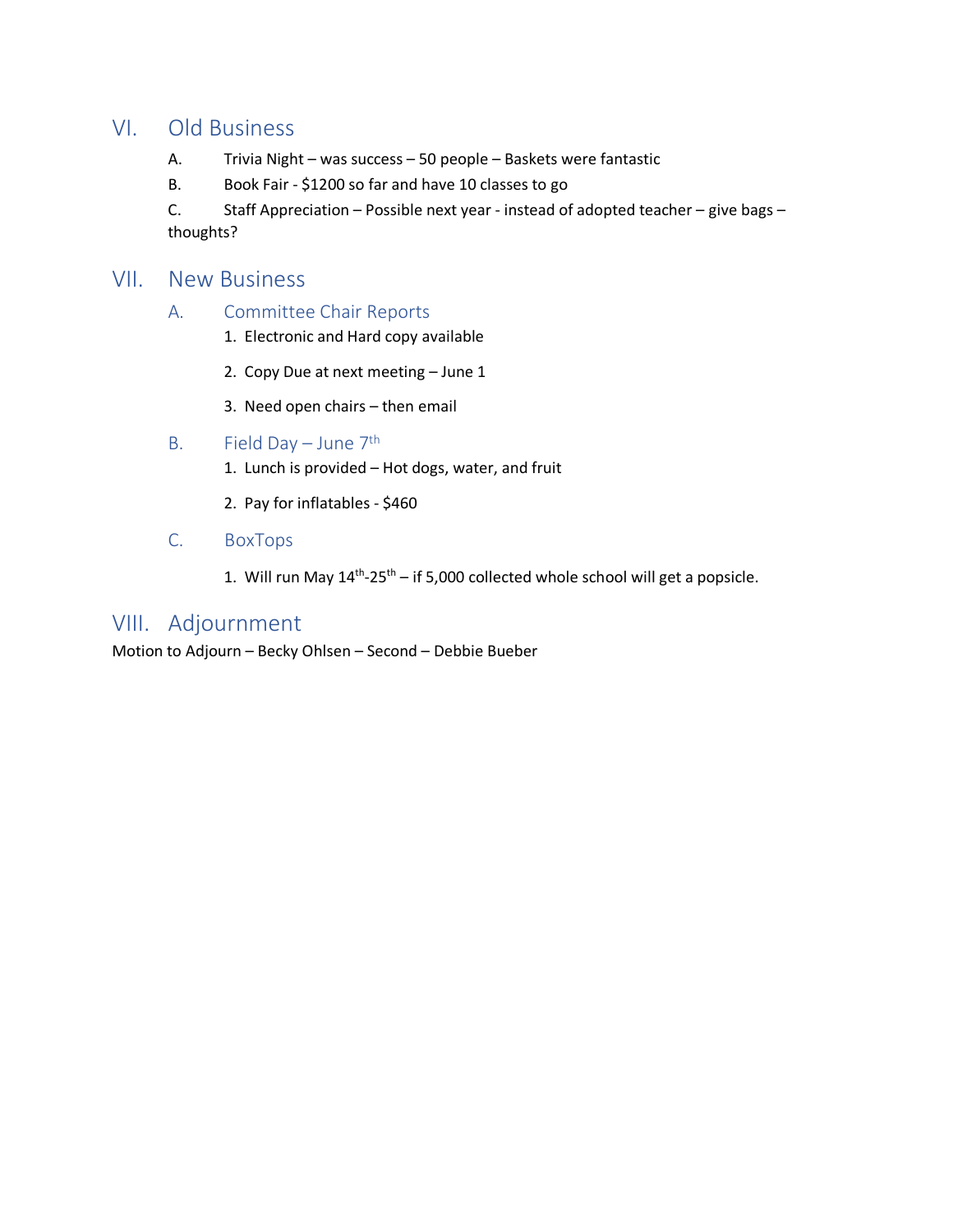## VI. Old Business

A. Trivia Night – was success – 50 people – Baskets were fantastic

B. Book Fair - $1200 so far and have 10 classes to go

C. Staff Appreciation – Possible next year - instead of adopted teacher – give bags – thoughts?

## VII. New Business

### A. Committee Chair Reports

1. Electronic and Hard copy available
2. Copy Due at next meeting – June 1
3. Need open chairs – then email

### B. Field Day – June 7th

1. Lunch is provided – Hot dogs, water, and fruit
2. Pay for inflatables - $460

### C. BoxTops

1. Will run May 14th-25th – if 5,000 collected whole school will get a popsicle.

## VIII. Adjournment

Motion to Adjourn – Becky Ohlsen – Second – Debbie Bueber